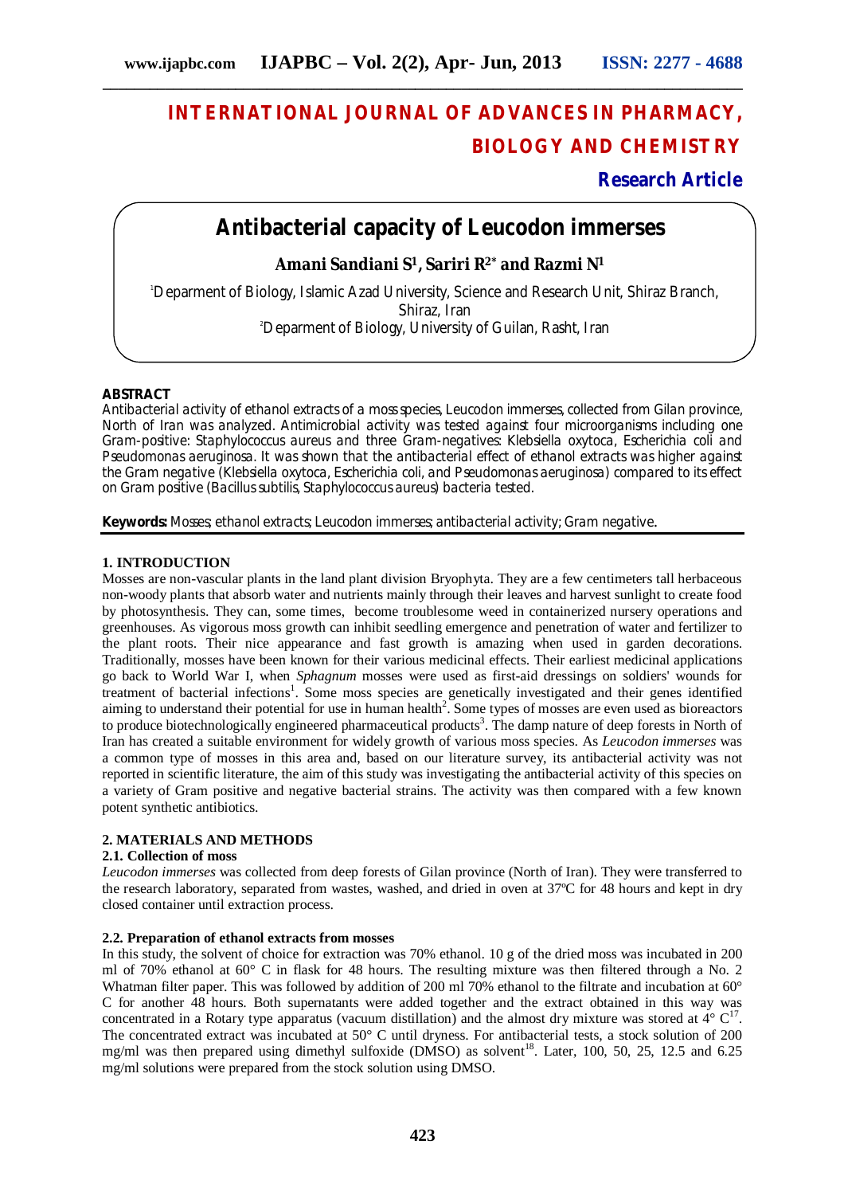# INTERNATIONAL JOURNAL OF ADVANCES IN PHARMACY, BIOLOGY AND CHEMISTRY

**Research Article**

## Antibacterial capacity of Leucodon immerses

**Amani Sandiani S[1], Sariri R[2*] and Razmi N[1]**

[1]Deparment of Biology, Islamic Azad University, Science and Research Unit, Shiraz Branch, Shiraz, Iran

[2]Deparment of Biology, University of Guilan, Rasht, Iran

**ABSTRACT**

Antibacterial activity of ethanol extracts of a moss species, Leucodon immerses, collected from Gilan province, North of Iran was analyzed. Antimicrobial activity was tested against four microorganisms including one Gram-positive: Staphylococcus aureus and three Gram-negatives: Klebsiella oxytoca, Escherichia coli and Pseudomonas aeruginosa. It was shown that the antibacterial effect of ethanol extracts was higher against the Gram negative (Klebsiella oxytoca, Escherichia coli, and Pseudomonas aeruginosa) compared to its effect on Gram positive (Bacillus subtilis, Staphylococcus aureus) bacteria tested.

**Keywords:** Mosses; ethanol extracts; Leucodon immerses; antibacterial activity; Gram negative.

### 1. INTRODUCTION

Mosses are non-vascular plants in the land plant division Bryophyta. They are a few centimeters tall herbaceous non-woody plants that absorb water and nutrients mainly through their leaves and harvest sunlight to create food by photosynthesis. They can, some times, become troublesome weed in containerized nursery operations and greenhouses. As vigorous moss growth can inhibit seedling emergence and penetration of water and fertilizer to the plant roots. Their nice appearance and fast growth is amazing when used in garden decorations. Traditionally, mosses have been known for their various medicinal effects. Their earliest medicinal applications go back to World War I, when *Sphagnum* mosses were used as first-aid dressings on soldiers' wounds for treatment of bacterial infections[1]. Some moss species are genetically investigated and their genes identified aiming to understand their potential for use in human health[2]. Some types of mosses are even used as bioreactors to produce biotechnologically engineered pharmaceutical products[3]. The damp nature of deep forests in North of Iran has created a suitable environment for widely growth of various moss species. As *Leucodon immerses* was a common type of mosses in this area and, based on our literature survey, its antibacterial activity was not reported in scientific literature, the aim of this study was investigating the antibacterial activity of this species on a variety of Gram positive and negative bacterial strains. The activity was then compared with a few known potent synthetic antibiotics.

### 2. MATERIALS AND METHODS

#### 2.1. Collection of moss

*Leucodon immerses* was collected from deep forests of Gilan province (North of Iran). They were transferred to the research laboratory, separated from wastes, washed, and dried in oven at 37ºC for 48 hours and kept in dry closed container until extraction process.

#### 2.2. Preparation of ethanol extracts from mosses

In this study, the solvent of choice for extraction was 70% ethanol. 10 g of the dried moss was incubated in 200 ml of 70% ethanol at 60° C in flask for 48 hours. The resulting mixture was then filtered through a No. 2 Whatman filter paper. This was followed by addition of 200 ml 70% ethanol to the filtrate and incubation at 60° C for another 48 hours. Both supernatants were added together and the extract obtained in this way was concentrated in a Rotary type apparatus (vacuum distillation) and the almost dry mixture was stored at 4° C[17]. The concentrated extract was incubated at 50° C until dryness. For antibacterial tests, a stock solution of 200 mg/ml was then prepared using dimethyl sulfoxide (DMSO) as solvent[18]. Later, 100, 50, 25, 12.5 and 6.25 mg/ml solutions were prepared from the stock solution using DMSO.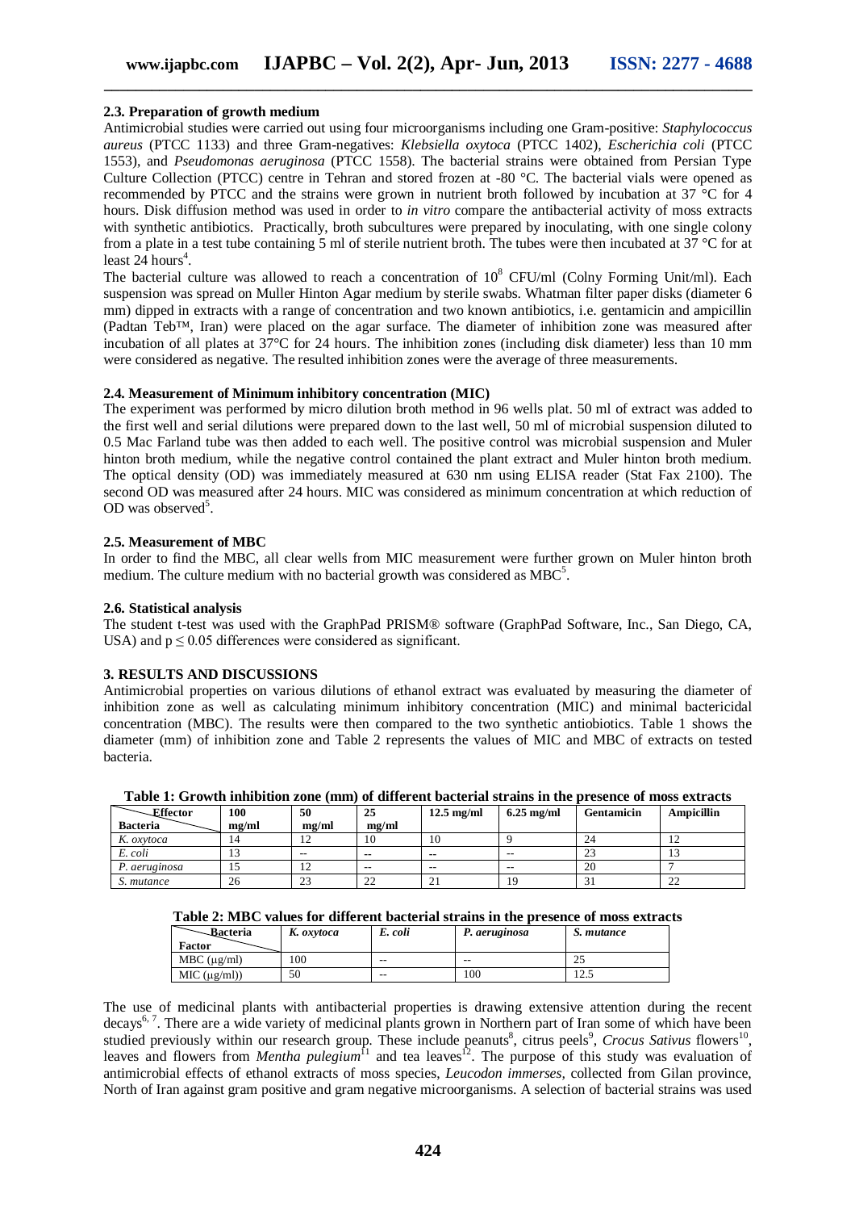### 2.3. Preparation of growth medium

Antimicrobial studies were carried out using four microorganisms including one Gram-positive: *Staphylococcus aureus* (PTCC 1133) and three Gram-negatives: *Klebsiella oxytoca* (PTCC 1402), *Escherichia coli* (PTCC 1553), and *Pseudomonas aeruginosa* (PTCC 1558). The bacterial strains were obtained from Persian Type Culture Collection (PTCC) centre in Tehran and stored frozen at -80 °C. The bacterial vials were opened as recommended by PTCC and the strains were grown in nutrient broth followed by incubation at 37 °C for 4 hours. Disk diffusion method was used in order to *in vitro* compare the antibacterial activity of moss extracts with synthetic antibiotics. Practically, broth subcultures were prepared by inoculating, with one single colony from a plate in a test tube containing 5 ml of sterile nutrient broth. The tubes were then incubated at 37 °C for at least 24 hours[4].

The bacterial culture was allowed to reach a concentration of $10^8$ CFU/ml (Colny Forming Unit/ml). Each suspension was spread on Muller Hinton Agar medium by sterile swabs. Whatman filter paper disks (diameter 6 mm) dipped in extracts with a range of concentration and two known antibiotics, i.e. gentamicin and ampicillin (Padtan Teb™, Iran) were placed on the agar surface. The diameter of inhibition zone was measured after incubation of all plates at 37°C for 24 hours. The inhibition zones (including disk diameter) less than 10 mm were considered as negative. The resulted inhibition zones were the average of three measurements.

### 2.4. Measurement of Minimum inhibitory concentration (MIC)

The experiment was performed by micro dilution broth method in 96 wells plat. 50 ml of extract was added to the first well and serial dilutions were prepared down to the last well, 50 ml of microbial suspension diluted to 0.5 Mac Farland tube was then added to each well. The positive control was microbial suspension and Muler hinton broth medium, while the negative control contained the plant extract and Muler hinton broth medium. The optical density (OD) was immediately measured at 630 nm using ELISA reader (Stat Fax 2100). The second OD was measured after 24 hours. MIC was considered as minimum concentration at which reduction of OD was observed[5].

### 2.5. Measurement of MBC

In order to find the MBC, all clear wells from MIC measurement were further grown on Muler hinton broth medium. The culture medium with no bacterial growth was considered as MBC[5].

### 2.6. Statistical analysis

The student t-test was used with the GraphPad PRISM® software (GraphPad Software, Inc., San Diego, CA, USA) and $p \leq 0.05$ differences were considered as significant.

## 3. RESULTS AND DISCUSSIONS

Antimicrobial properties on various dilutions of ethanol extract was evaluated by measuring the diameter of inhibition zone as well as calculating minimum inhibitory concentration (MIC) and minimal bactericidal concentration (MBC). The results were then compared to the two synthetic antiobiotics. Table 1 shows the diameter (mm) of inhibition zone and Table 2 represents the values of MIC and MBC of extracts on tested bacteria.

**Table 1: Growth inhibition zone (mm) of different bacterial strains in the presence of moss extracts**

| Effector / Bacteria | 100 mg/ml | 50 mg/ml | 25 mg/ml | 12.5 mg/ml | 6.25 mg/ml | Gentamicin | Ampicillin |
|---|---|---|---|---|---|---|---|
| *K. oxytoca* | 14 | 12 | 10 | 10 | 9 | 24 | 12 |
| *E. coli* | 13 | -- | -- | -- | -- | 23 | 13 |
| *P. aeruginosa* | 15 | 12 | -- | -- | -- | 20 | 7 |
| *S. mutance* | 26 | 23 | 22 | 21 | 19 | 31 | 22 |

**Table 2: MBC values for different bacterial strains in the presence of moss extracts**

| Bacteria / Factor | *K. oxytoca* | *E. coli* | *P. aeruginosa* | *S. mutance* |
|---|---|---|---|---|
| MBC (μg/ml) | 100 | -- | -- | 25 |
| MIC (μg/ml)) | 50 | -- | 100 | 12.5 |

The use of medicinal plants with antibacterial properties is drawing extensive attention during the recent decays[6, 7]. There are a wide variety of medicinal plants grown in Northern part of Iran some of which have been studied previously within our research group. These include peanuts[8], citrus peels[9], *Crocus Sativus* flowers[10], leaves and flowers from *Mentha pulegium*[11] and tea leaves[12]. The purpose of this study was evaluation of antimicrobial effects of ethanol extracts of moss species, *Leucodon immerses,* collected from Gilan province, North of Iran against gram positive and gram negative microorganisms. A selection of bacterial strains was used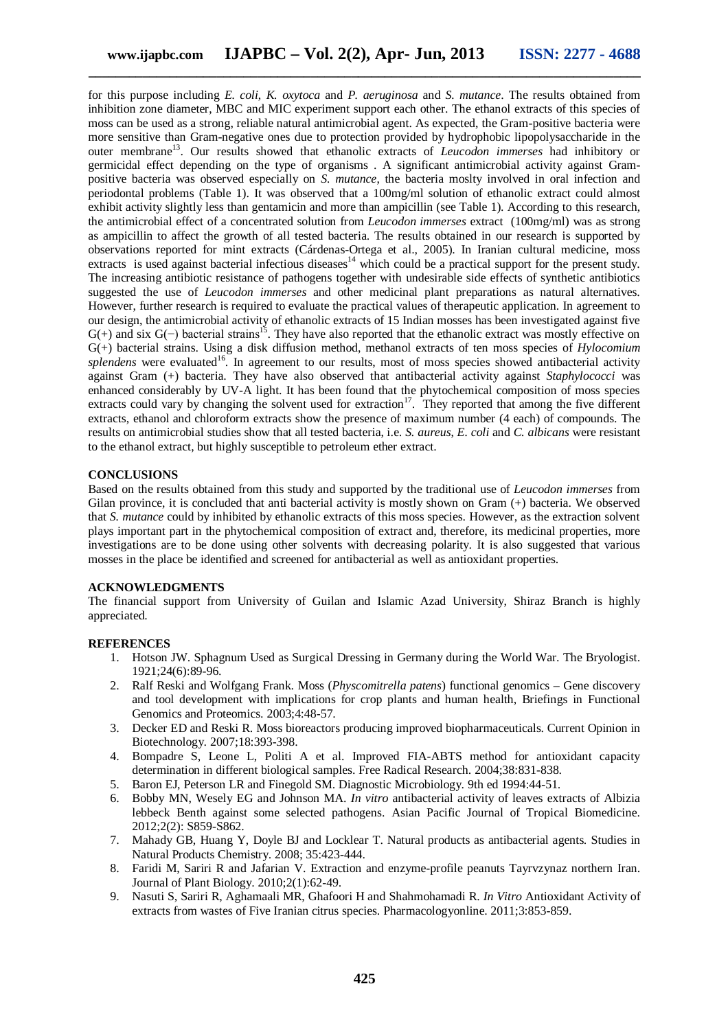for this purpose including *E. coli*, *K. oxytoca* and *P. aeruginosa* and *S. mutance*. The results obtained from inhibition zone diameter, MBC and MIC experiment support each other. The ethanol extracts of this species of moss can be used as a strong, reliable natural antimicrobial agent. As expected, the Gram-positive bacteria were more sensitive than Gram-negative ones due to protection provided by hydrophobic lipopolysaccharide in the outer membrane[13]. Our results showed that ethanolic extracts of *Leucodon immerses* had inhibitory or germicidal effect depending on the type of organisms . A significant antimicrobial activity against Gram-positive bacteria was observed especially on *S. mutance*, the bacteria moslty involved in oral infection and periodontal problems (Table 1). It was observed that a 100mg/ml solution of ethanolic extract could almost exhibit activity slightly less than gentamicin and more than ampicillin (see Table 1). According to this research, the antimicrobial effect of a concentrated solution from *Leucodon immerses* extract (100mg/ml) was as strong as ampicillin to affect the growth of all tested bacteria. The results obtained in our research is supported by observations reported for mint extracts (Cárdenas-Ortega et al., 2005). In Iranian cultural medicine, moss extracts is used against bacterial infectious diseases[14] which could be a practical support for the present study. The increasing antibiotic resistance of pathogens together with undesirable side effects of synthetic antibiotics suggested the use of *Leucodon immerses* and other medicinal plant preparations as natural alternatives. However, further research is required to evaluate the practical values of therapeutic application. In agreement to our design, the antimicrobial activity of ethanolic extracts of 15 Indian mosses has been investigated against five G(+) and six G(−) bacterial strains[15]. They have also reported that the ethanolic extract was mostly effective on G(+) bacterial strains. Using a disk diffusion method, methanol extracts of ten moss species of *Hylocomium splendens* were evaluated[16]. In agreement to our results, most of moss species showed antibacterial activity against Gram (+) bacteria. They have also observed that antibacterial activity against *Staphylococci* was enhanced considerably by UV-A light. It has been found that the phytochemical composition of moss species extracts could vary by changing the solvent used for extraction[17]. They reported that among the five different extracts, ethanol and chloroform extracts show the presence of maximum number (4 each) of compounds. The results on antimicrobial studies show that all tested bacteria, i.e. *S. aureus*, *E. coli* and *C. albicans* were resistant to the ethanol extract, but highly susceptible to petroleum ether extract.

## CONCLUSIONS

Based on the results obtained from this study and supported by the traditional use of *Leucodon immerses* from Gilan province, it is concluded that anti bacterial activity is mostly shown on Gram (+) bacteria. We observed that *S. mutance* could by inhibited by ethanolic extracts of this moss species. However, as the extraction solvent plays important part in the phytochemical composition of extract and, therefore, its medicinal properties, more investigations are to be done using other solvents with decreasing polarity. It is also suggested that various mosses in the place be identified and screened for antibacterial as well as antioxidant properties.

## ACKNOWLEDGMENTS

The financial support from University of Guilan and Islamic Azad University, Shiraz Branch is highly appreciated.

## REFERENCES

1. Hotson JW. Sphagnum Used as Surgical Dressing in Germany during the World War. The Bryologist. 1921;24(6):89-96.
2. Ralf Reski and Wolfgang Frank. Moss (*Physcomitrella patens*) functional genomics – Gene discovery and tool development with implications for crop plants and human health, Briefings in Functional Genomics and Proteomics. 2003;4:48-57.
3. Decker ED and Reski R. Moss bioreactors producing improved biopharmaceuticals. Current Opinion in Biotechnology. 2007;18:393-398.
4. Bompadre S, Leone L, Politi A et al. Improved FIA-ABTS method for antioxidant capacity determination in different biological samples. Free Radical Research. 2004;38:831-838.
5. Baron EJ, Peterson LR and Finegold SM. Diagnostic Microbiology. 9th ed 1994:44-51.
6. Bobby MN, Wesely EG and Johnson MA. *In vitro* antibacterial activity of leaves extracts of Albizia lebbeck Benth against some selected pathogens. Asian Pacific Journal of Tropical Biomedicine. 2012;2(2): S859-S862.
7. Mahady GB, Huang Y, Doyle BJ and Locklear T. Natural products as antibacterial agents. Studies in Natural Products Chemistry. 2008; 35:423-444.
8. Faridi M, Sariri R and Jafarian V. Extraction and enzyme-profile peanuts Tayrvzynaz northern Iran. Journal of Plant Biology. 2010;2(1):62-49.
9. Nasuti S, Sariri R, Aghamaali MR, Ghafoori H and Shahmohamadi R. *In Vitro* Antioxidant Activity of extracts from wastes of Five Iranian citrus species. Pharmacologyonline. 2011;3:853-859.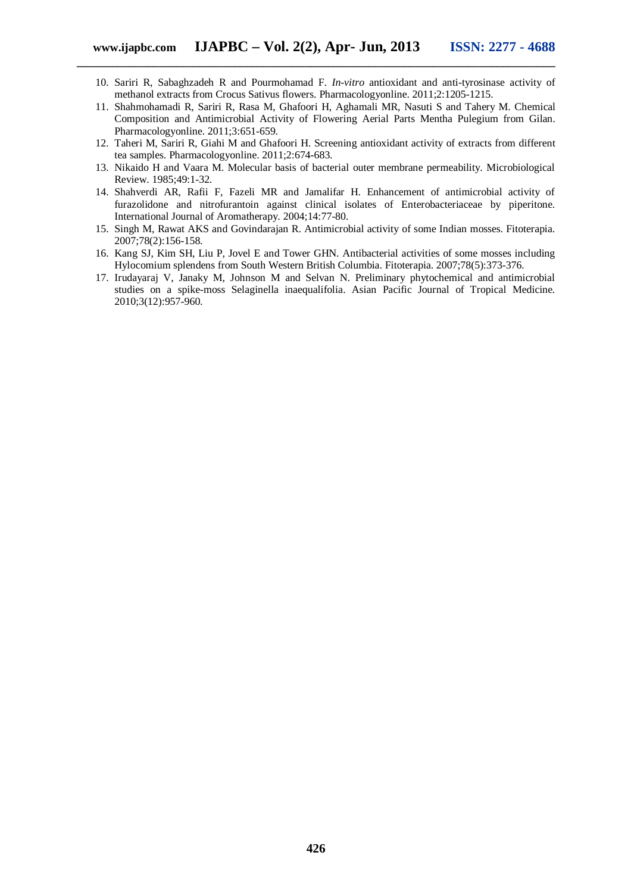10. Sariri R, Sabaghzadeh R and Pourmohamad F. *In-vitro* antioxidant and anti-tyrosinase activity of methanol extracts from Crocus Sativus flowers. Pharmacologyonline. 2011;2:1205-1215.
11. Shahmohamadi R, Sariri R, Rasa M, Ghafoori H, Aghamali MR, Nasuti S and Tahery M. Chemical Composition and Antimicrobial Activity of Flowering Aerial Parts Mentha Pulegium from Gilan. Pharmacologyonline. 2011;3:651-659.
12. Taheri M, Sariri R, Giahi M and Ghafoori H. Screening antioxidant activity of extracts from different tea samples. Pharmacologyonline. 2011;2:674-683.
13. Nikaido H and Vaara M. Molecular basis of bacterial outer membrane permeability. Microbiological Review. 1985;49:1-32.
14. Shahverdi AR, Rafii F, Fazeli MR and Jamalifar H. Enhancement of antimicrobial activity of furazolidone and nitrofurantoin against clinical isolates of Enterobacteriaceae by piperitone. International Journal of Aromatherapy. 2004;14:77-80.
15. Singh M, Rawat AKS and Govindarajan R. Antimicrobial activity of some Indian mosses. Fitoterapia. 2007;78(2):156-158.
16. Kang SJ, Kim SH, Liu P, Jovel E and Tower GHN. Antibacterial activities of some mosses including Hylocomium splendens from South Western British Columbia. Fitoterapia. 2007;78(5):373-376.
17. Irudayaraj V, Janaky M, Johnson M and Selvan N. Preliminary phytochemical and antimicrobial studies on a spike-moss Selaginella inaequalifolia. Asian Pacific Journal of Tropical Medicine. 2010;3(12):957-960.